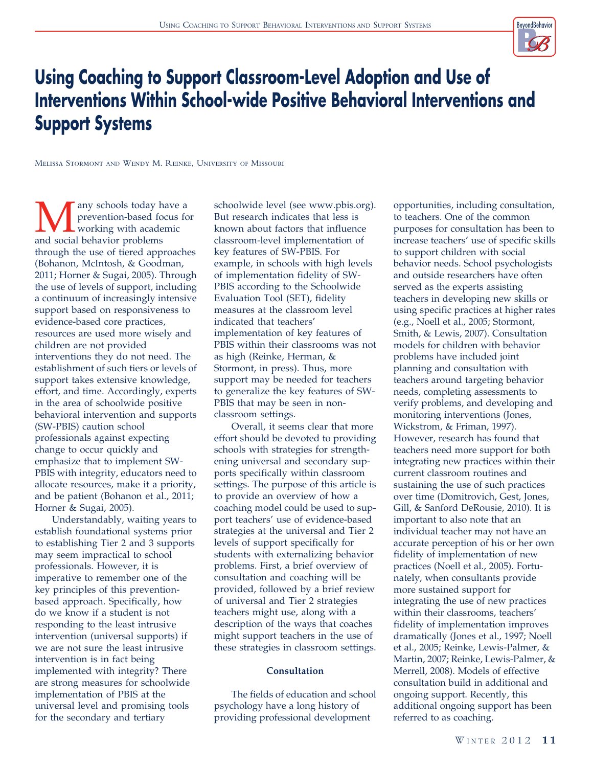# Using Coaching to Support Classroom-Level Adoption and Use of Interventions Within School-wide Positive Behavioral Interventions and Support Systems

Melissa Stormont and Wendy M. Reinke, University of Missouri

Many schools today have a prevention-based focus for working with academic and social behavior problems through the use of tiered approaches (Bohanon, McIntosh, & Goodman, 2011; Horner & Sugai, 2005). Through the use of levels of support, including a continuum of increasingly intensive support based on responsiveness to evidence-based core practices, resources are used more wisely and children are not provided interventions they do not need. The establishment of such tiers or levels of support takes extensive knowledge, effort, and time. Accordingly, experts in the area of schoolwide positive behavioral intervention and supports (SW-PBIS) caution school professionals against expecting change to occur quickly and emphasize that to implement SW-PBIS with integrity, educators need to allocate resources, make it a priority, and be patient (Bohanon et al., 2011; Horner & Sugai, 2005).

Understandably, waiting years to establish foundational systems prior to establishing Tier 2 and 3 supports may seem impractical to school professionals. However, it is imperative to remember one of the key principles of this prevention-based approach. Specifically, how do we know if a student is not responding to the least intrusive intervention (universal supports) if we are not sure the least intrusive intervention is in fact being implemented with integrity? There are strong measures for schoolwide implementation of PBIS at the universal level and promising tools for the secondary and tertiary schoolwide level (see www.pbis.org). But research indicates that less is known about factors that influence classroom-level implementation of key features of SW-PBIS. For example, in schools with high levels of implementation fidelity of SW-PBIS according to the Schoolwide Evaluation Tool (SET), fidelity measures at the classroom level indicated that teachers' implementation of key features of PBIS within their classrooms was not as high (Reinke, Herman, & Stormont, in press). Thus, more support may be needed for teachers to generalize the key features of SW-PBIS that may be seen in non-classroom settings.

Overall, it seems clear that more effort should be devoted to providing schools with strategies for strengthening universal and secondary supports specifically within classroom settings. The purpose of this article is to provide an overview of how a coaching model could be used to support teachers' use of evidence-based strategies at the universal and Tier 2 levels of support specifically for students with externalizing behavior problems. First, a brief overview of consultation and coaching will be provided, followed by a brief review of universal and Tier 2 strategies teachers might use, along with a description of the ways that coaches might support teachers in the use of these strategies in classroom settings.

## Consultation

The fields of education and school psychology have a long history of providing professional development opportunities, including consultation, to teachers. One of the common purposes for consultation has been to increase teachers' use of specific skills to support children with social behavior needs. School psychologists and outside researchers have often served as the experts assisting teachers in developing new skills or using specific practices at higher rates (e.g., Noell et al., 2005; Stormont, Smith, & Lewis, 2007). Consultation models for children with behavior problems have included joint planning and consultation with teachers around targeting behavior needs, completing assessments to verify problems, and developing and monitoring interventions (Jones, Wickstrom, & Friman, 1997). However, research has found that teachers need more support for both integrating new practices within their current classroom routines and sustaining the use of such practices over time (Domitrovich, Gest, Jones, Gill, & Sanford DeRousie, 2010). It is important to also note that an individual teacher may not have an accurate perception of his or her own fidelity of implementation of new practices (Noell et al., 2005). Fortunately, when consultants provide more sustained support for integrating the use of new practices within their classrooms, teachers' fidelity of implementation improves dramatically (Jones et al., 1997; Noell et al., 2005; Reinke, Lewis-Palmer, & Martin, 2007; Reinke, Lewis-Palmer, & Merrell, 2008). Models of effective consultation build in additional and ongoing support. Recently, this additional ongoing support has been referred to as coaching.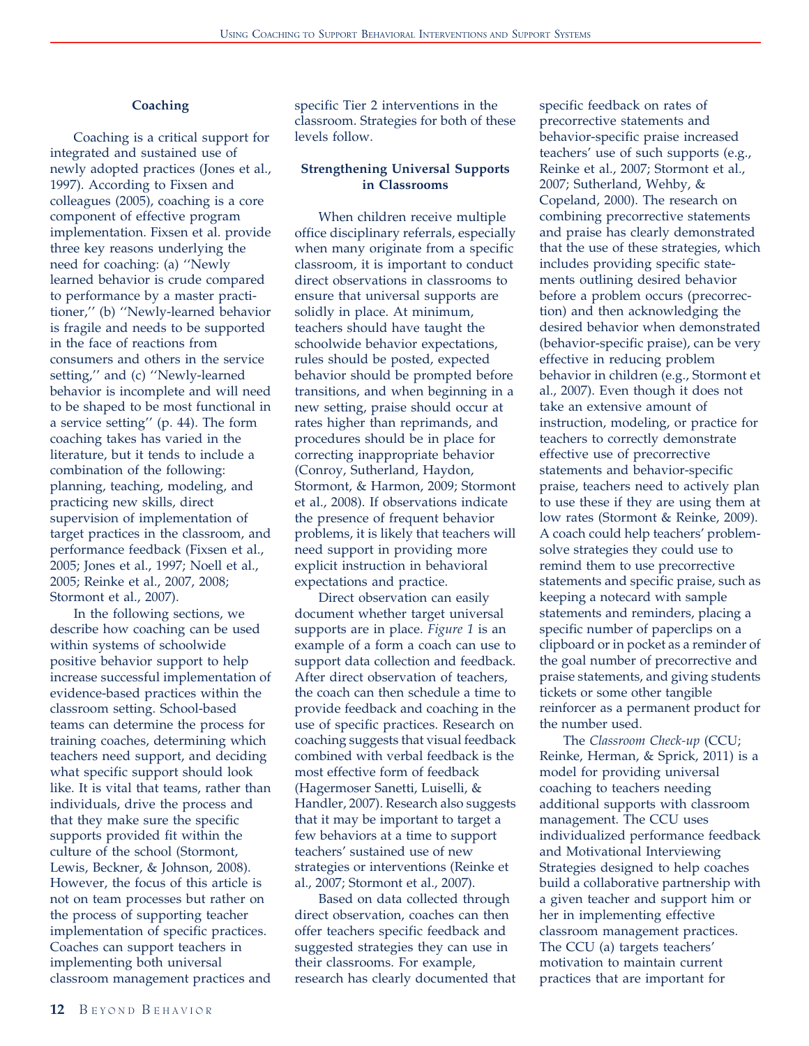## Coaching

Coaching is a critical support for integrated and sustained use of newly adopted practices (Jones et al., 1997). According to Fixsen and colleagues (2005), coaching is a core component of effective program implementation. Fixsen et al. provide three key reasons underlying the need for coaching: (a) ''Newly learned behavior is crude compared to performance by a master practitioner,'' (b) ''Newly-learned behavior is fragile and needs to be supported in the face of reactions from consumers and others in the service setting,'' and (c) ''Newly-learned behavior is incomplete and will need to be shaped to be most functional in a service setting'' (p. 44). The form coaching takes has varied in the literature, but it tends to include a combination of the following: planning, teaching, modeling, and practicing new skills, direct supervision of implementation of target practices in the classroom, and performance feedback (Fixsen et al., 2005; Jones et al., 1997; Noell et al., 2005; Reinke et al., 2007, 2008; Stormont et al., 2007).

In the following sections, we describe how coaching can be used within systems of schoolwide positive behavior support to help increase successful implementation of evidence-based practices within the classroom setting. School-based teams can determine the process for training coaches, determining which teachers need support, and deciding what specific support should look like. It is vital that teams, rather than individuals, drive the process and that they make sure the specific supports provided fit within the culture of the school (Stormont, Lewis, Beckner, & Johnson, 2008). However, the focus of this article is not on team processes but rather on the process of supporting teacher implementation of specific practices. Coaches can support teachers in implementing both universal classroom management practices and specific Tier 2 interventions in the classroom. Strategies for both of these levels follow.

### Strengthening Universal Supports in Classrooms

When children receive multiple office disciplinary referrals, especially when many originate from a specific classroom, it is important to conduct direct observations in classrooms to ensure that universal supports are solidly in place. At minimum, teachers should have taught the schoolwide behavior expectations, rules should be posted, expected behavior should be prompted before transitions, and when beginning in a new setting, praise should occur at rates higher than reprimands, and procedures should be in place for correcting inappropriate behavior (Conroy, Sutherland, Haydon, Stormont, & Harmon, 2009; Stormont et al., 2008). If observations indicate the presence of frequent behavior problems, it is likely that teachers will need support in providing more explicit instruction in behavioral expectations and practice.

Direct observation can easily document whether target universal supports are in place. *Figure 1* is an example of a form a coach can use to support data collection and feedback. After direct observation of teachers, the coach can then schedule a time to provide feedback and coaching in the use of specific practices. Research on coaching suggests that visual feedback combined with verbal feedback is the most effective form of feedback (Hagermoser Sanetti, Luiselli, & Handler, 2007). Research also suggests that it may be important to target a few behaviors at a time to support teachers' sustained use of new strategies or interventions (Reinke et al., 2007; Stormont et al., 2007).

Based on data collected through direct observation, coaches can then offer teachers specific feedback and suggested strategies they can use in their classrooms. For example, research has clearly documented that specific feedback on rates of precorrective statements and behavior-specific praise increased teachers' use of such supports (e.g., Reinke et al., 2007; Stormont et al., 2007; Sutherland, Wehby, & Copeland, 2000). The research on combining precorrective statements and praise has clearly demonstrated that the use of these strategies, which includes providing specific statements outlining desired behavior before a problem occurs (precorrection) and then acknowledging the desired behavior when demonstrated (behavior-specific praise), can be very effective in reducing problem behavior in children (e.g., Stormont et al., 2007). Even though it does not take an extensive amount of instruction, modeling, or practice for teachers to correctly demonstrate effective use of precorrective statements and behavior-specific praise, teachers need to actively plan to use these if they are using them at low rates (Stormont & Reinke, 2009). A coach could help teachers' problem-solve strategies they could use to remind them to use precorrective statements and specific praise, such as keeping a notecard with sample statements and reminders, placing a specific number of paperclips on a clipboard or in pocket as a reminder of the goal number of precorrective and praise statements, and giving students tickets or some other tangible reinforcer as a permanent product for the number used.

The *Classroom Check-up* (CCU; Reinke, Herman, & Sprick, 2011) is a model for providing universal coaching to teachers needing additional supports with classroom management. The CCU uses individualized performance feedback and Motivational Interviewing Strategies designed to help coaches build a collaborative partnership with a given teacher and support him or her in implementing effective classroom management practices. The CCU (a) targets teachers' motivation to maintain current practices that are important for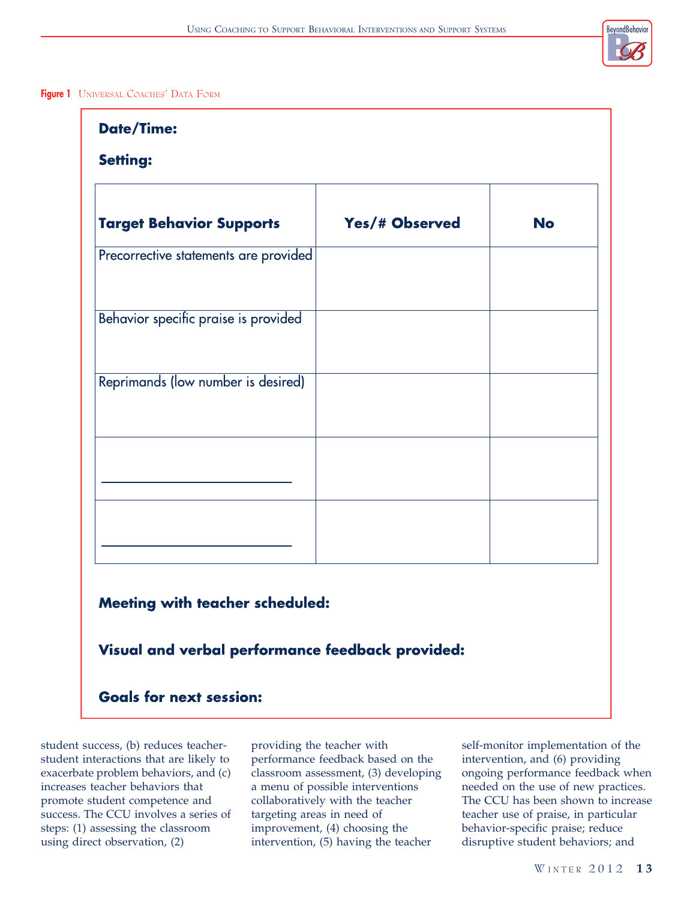**Figure 1** Universal Coaches' Data Form

**Date/Time:**

**Setting:**

| **Target Behavior Supports** | **Yes/# Observed** | **No** |
|---|---|---|
| Precorrective statements are provided | | |
| Behavior specific praise is provided | | |
| Reprimands (low number is desired) | | |
| ____________________ | | |
| ____________________ | | |

**Meeting with teacher scheduled:**

**Visual and verbal performance feedback provided:**

**Goals for next session:**

student success, (b) reduces teacher-student interactions that are likely to exacerbate problem behaviors, and (c) increases teacher behaviors that promote student competence and success. The CCU involves a series of steps: (1) assessing the classroom using direct observation, (2) providing the teacher with performance feedback based on the classroom assessment, (3) developing a menu of possible interventions collaboratively with the teacher targeting areas in need of improvement, (4) choosing the intervention, (5) having the teacher self-monitor implementation of the intervention, and (6) providing ongoing performance feedback when needed on the use of new practices. The CCU has been shown to increase teacher use of praise, in particular behavior-specific praise; reduce disruptive student behaviors; and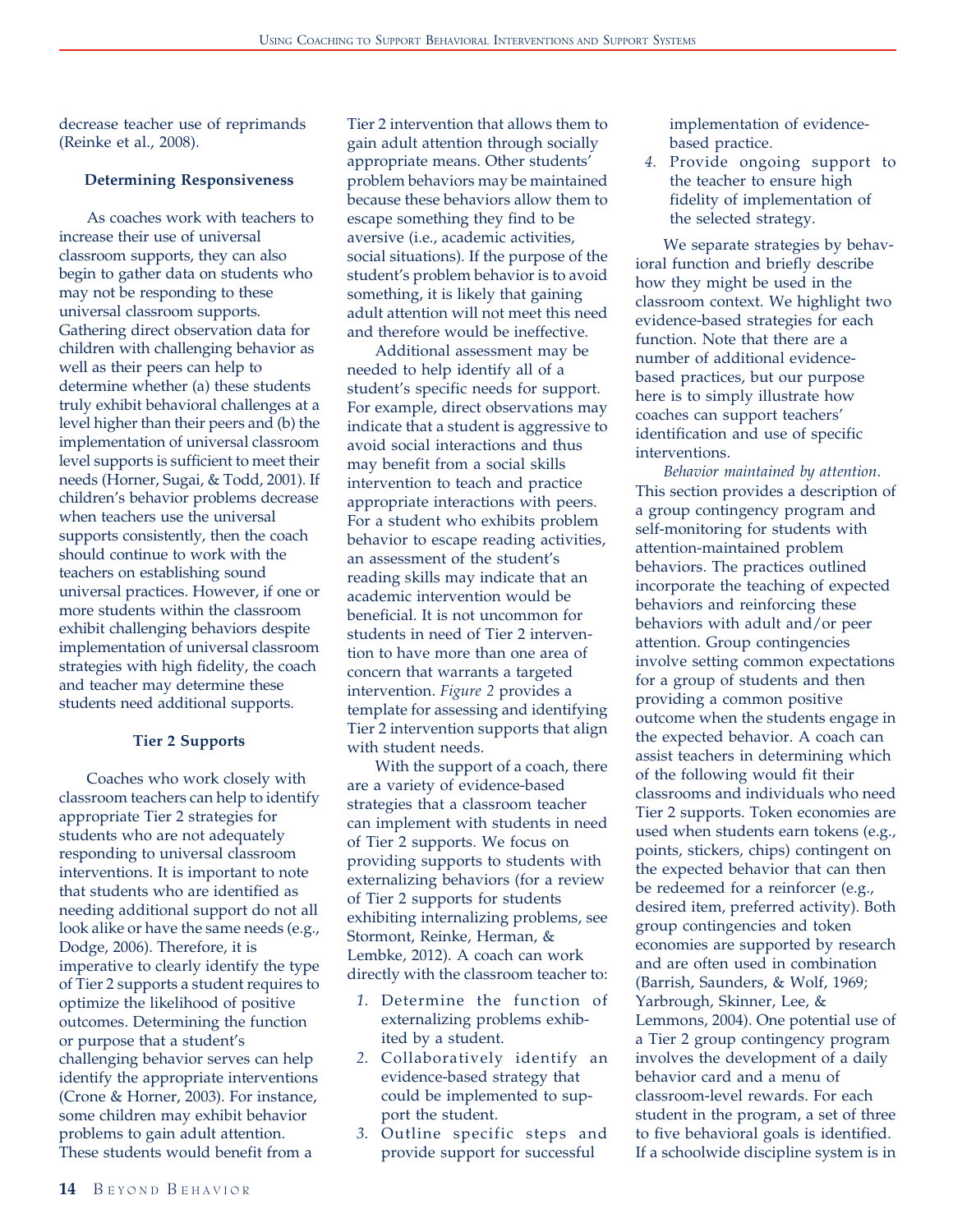decrease teacher use of reprimands (Reinke et al., 2008).

### Determining Responsiveness

As coaches work with teachers to increase their use of universal classroom supports, they can also begin to gather data on students who may not be responding to these universal classroom supports. Gathering direct observation data for children with challenging behavior as well as their peers can help to determine whether (a) these students truly exhibit behavioral challenges at a level higher than their peers and (b) the implementation of universal classroom level supports is sufficient to meet their needs (Horner, Sugai, & Todd, 2001). If children's behavior problems decrease when teachers use the universal supports consistently, then the coach should continue to work with the teachers on establishing sound universal practices. However, if one or more students within the classroom exhibit challenging behaviors despite implementation of universal classroom strategies with high fidelity, the coach and teacher may determine these students need additional supports.

### Tier 2 Supports

Coaches who work closely with classroom teachers can help to identify appropriate Tier 2 strategies for students who are not adequately responding to universal classroom interventions. It is important to note that students who are identified as needing additional support do not all look alike or have the same needs (e.g., Dodge, 2006). Therefore, it is imperative to clearly identify the type of Tier 2 supports a student requires to optimize the likelihood of positive outcomes. Determining the function or purpose that a student's challenging behavior serves can help identify the appropriate interventions (Crone & Horner, 2003). For instance, some children may exhibit behavior problems to gain adult attention. These students would benefit from a Tier 2 intervention that allows them to gain adult attention through socially appropriate means. Other students' problem behaviors may be maintained because these behaviors allow them to escape something they find to be aversive (i.e., academic activities, social situations). If the purpose of the student's problem behavior is to avoid something, it is likely that gaining adult attention will not meet this need and therefore would be ineffective.

Additional assessment may be needed to help identify all of a student's specific needs for support. For example, direct observations may indicate that a student is aggressive to avoid social interactions and thus may benefit from a social skills intervention to teach and practice appropriate interactions with peers. For a student who exhibits problem behavior to escape reading activities, an assessment of the student's reading skills may indicate that an academic intervention would be beneficial. It is not uncommon for students in need of Tier 2 intervention to have more than one area of concern that warrants a targeted intervention. *Figure 2* provides a template for assessing and identifying Tier 2 intervention supports that align with student needs.

With the support of a coach, there are a variety of evidence-based strategies that a classroom teacher can implement with students in need of Tier 2 supports. We focus on providing supports to students with externalizing behaviors (for a review of Tier 2 supports for students exhibiting internalizing problems, see Stormont, Reinke, Herman, & Lembke, 2012). A coach can work directly with the classroom teacher to:

1. Determine the function of externalizing problems exhibited by a student.
2. Collaboratively identify an evidence-based strategy that could be implemented to support the student.
3. Outline specific steps and provide support for successful implementation of evidence-based practice.
4. Provide ongoing support to the teacher to ensure high fidelity of implementation of the selected strategy.

We separate strategies by behavioral function and briefly describe how they might be used in the classroom context. We highlight two evidence-based strategies for each function. Note that there are a number of additional evidence-based practices, but our purpose here is to simply illustrate how coaches can support teachers' identification and use of specific interventions.

*Behavior maintained by attention.* This section provides a description of a group contingency program and self-monitoring for students with attention-maintained problem behaviors. The practices outlined incorporate the teaching of expected behaviors and reinforcing these behaviors with adult and/or peer attention. Group contingencies involve setting common expectations for a group of students and then providing a common positive outcome when the students engage in the expected behavior. A coach can assist teachers in determining which of the following would fit their classrooms and individuals who need Tier 2 supports. Token economies are used when students earn tokens (e.g., points, stickers, chips) contingent on the expected behavior that can then be redeemed for a reinforcer (e.g., desired item, preferred activity). Both group contingencies and token economies are supported by research and are often used in combination (Barrish, Saunders, & Wolf, 1969; Yarbrough, Skinner, Lee, & Lemmons, 2004). One potential use of a Tier 2 group contingency program involves the development of a daily behavior card and a menu of classroom-level rewards. For each student in the program, a set of three to five behavioral goals is identified. If a schoolwide discipline system is in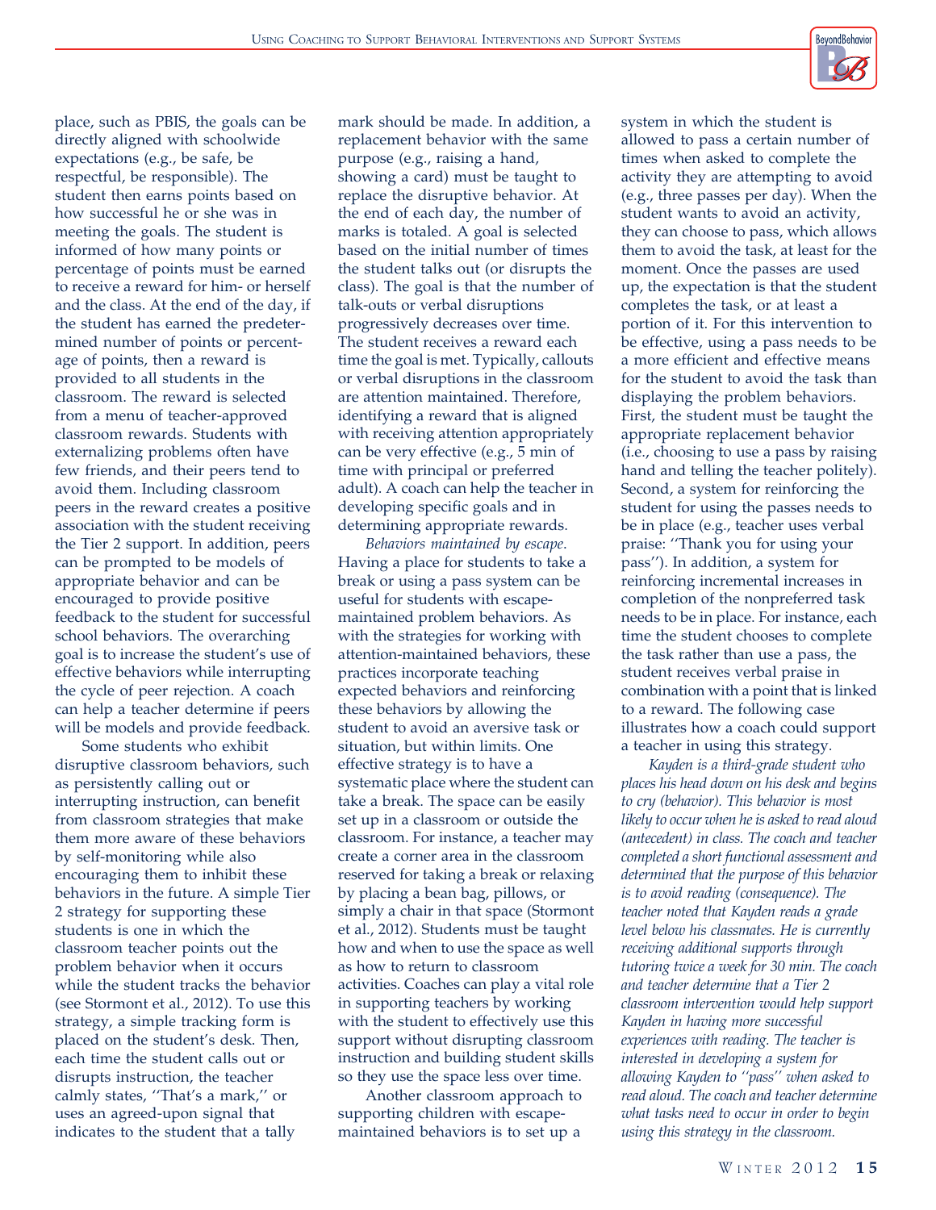place, such as PBIS, the goals can be directly aligned with schoolwide expectations (e.g., be safe, be respectful, be responsible). The student then earns points based on how successful he or she was in meeting the goals. The student is informed of how many points or percentage of points must be earned to receive a reward for him- or herself and the class. At the end of the day, if the student has earned the predetermined number of points or percentage of points, then a reward is provided to all students in the classroom. The reward is selected from a menu of teacher-approved classroom rewards. Students with externalizing problems often have few friends, and their peers tend to avoid them. Including classroom peers in the reward creates a positive association with the student receiving the Tier 2 support. In addition, peers can be prompted to be models of appropriate behavior and can be encouraged to provide positive feedback to the student for successful school behaviors. The overarching goal is to increase the student's use of effective behaviors while interrupting the cycle of peer rejection. A coach can help a teacher determine if peers will be models and provide feedback.

Some students who exhibit disruptive classroom behaviors, such as persistently calling out or interrupting instruction, can benefit from classroom strategies that make them more aware of these behaviors by self-monitoring while also encouraging them to inhibit these behaviors in the future. A simple Tier 2 strategy for supporting these students is one in which the classroom teacher points out the problem behavior when it occurs while the student tracks the behavior (see Stormont et al., 2012). To use this strategy, a simple tracking form is placed on the student's desk. Then, each time the student calls out or disrupts instruction, the teacher calmly states, ''That's a mark,'' or uses an agreed-upon signal that indicates to the student that a tally mark should be made. In addition, a replacement behavior with the same purpose (e.g., raising a hand, showing a card) must be taught to replace the disruptive behavior. At the end of each day, the number of marks is totaled. A goal is selected based on the initial number of times the student talks out (or disrupts the class). The goal is that the number of talk-outs or verbal disruptions progressively decreases over time. The student receives a reward each time the goal is met. Typically, callouts or verbal disruptions in the classroom are attention maintained. Therefore, identifying a reward that is aligned with receiving attention appropriately can be very effective (e.g., 5 min of time with principal or preferred adult). A coach can help the teacher in developing specific goals and in determining appropriate rewards.

*Behaviors maintained by escape*. Having a place for students to take a break or using a pass system can be useful for students with escape-maintained problem behaviors. As with the strategies for working with attention-maintained behaviors, these practices incorporate teaching expected behaviors and reinforcing these behaviors by allowing the student to avoid an aversive task or situation, but within limits. One effective strategy is to have a systematic place where the student can take a break. The space can be easily set up in a classroom or outside the classroom. For instance, a teacher may create a corner area in the classroom reserved for taking a break or relaxing by placing a bean bag, pillows, or simply a chair in that space (Stormont et al., 2012). Students must be taught how and when to use the space as well as how to return to classroom activities. Coaches can play a vital role in supporting teachers by working with the student to effectively use this support without disrupting classroom instruction and building student skills so they use the space less over time.

Another classroom approach to supporting children with escape-maintained behaviors is to set up a system in which the student is allowed to pass a certain number of times when asked to complete the activity they are attempting to avoid (e.g., three passes per day). When the student wants to avoid an activity, they can choose to pass, which allows them to avoid the task, at least for the moment. Once the passes are used up, the expectation is that the student completes the task, or at least a portion of it. For this intervention to be effective, using a pass needs to be a more efficient and effective means for the student to avoid the task than displaying the problem behaviors. First, the student must be taught the appropriate replacement behavior (i.e., choosing to use a pass by raising hand and telling the teacher politely). Second, a system for reinforcing the student for using the passes needs to be in place (e.g., teacher uses verbal praise: ''Thank you for using your pass''). In addition, a system for reinforcing incremental increases in completion of the nonpreferred task needs to be in place. For instance, each time the student chooses to complete the task rather than use a pass, the student receives verbal praise in combination with a point that is linked to a reward. The following case illustrates how a coach could support a teacher in using this strategy.

*Kayden is a third-grade student who places his head down on his desk and begins to cry (behavior). This behavior is most likely to occur when he is asked to read aloud (antecedent) in class. The coach and teacher completed a short functional assessment and determined that the purpose of this behavior is to avoid reading (consequence). The teacher noted that Kayden reads a grade level below his classmates. He is currently receiving additional supports through tutoring twice a week for 30 min. The coach and teacher determine that a Tier 2 classroom intervention would help support Kayden in having more successful experiences with reading. The teacher is interested in developing a system for allowing Kayden to ''pass'' when asked to read aloud. The coach and teacher determine what tasks need to occur in order to begin using this strategy in the classroom.*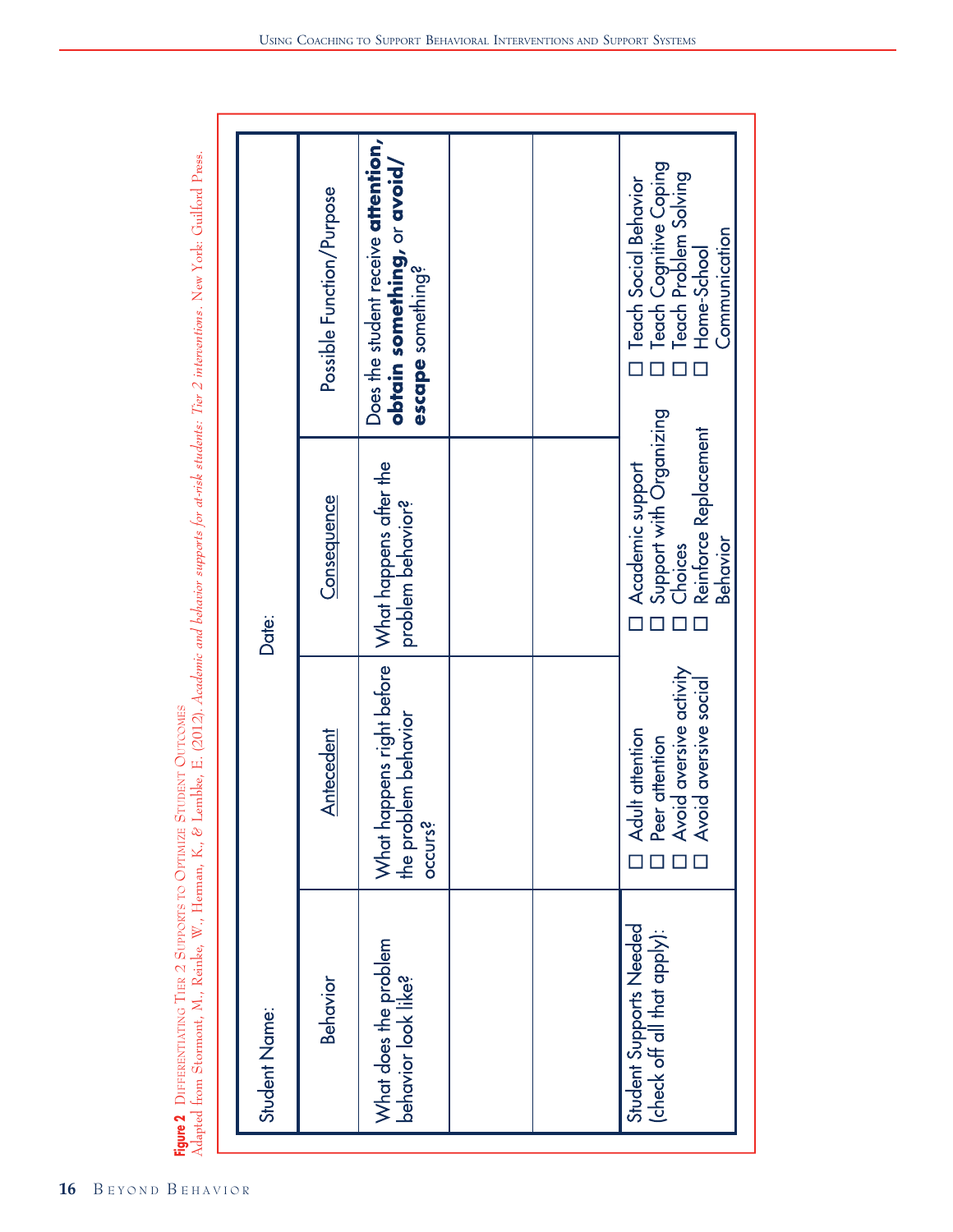**Figure 2** DIFFERENTIATING TIER 2 SUPPORTS TO OPTIMIZE STUDENT OUTCOMES
Adapted from Stormont, M., Reinke, W., Herman, K., & Lembke, E. (2012). *Academic and behavior supports for at-risk students: Tier 2 interventions*. New York: Guilford Press.

| Student Name: | | Date: | |
|---|---|---|---|
| Behavior | Antecedent | Consequence | Possible Function/Purpose |
| What does the problem behavior look like? | What happens right before the problem behavior occurs? | What happens after the problem behavior? | Does the student receive **attention**, **obtain something**, or **avoid/escape** something? |
| | | | |
| | | | |
| Student Supports Needed (check off all that apply): | ☐ Adult attention<br>☐ Peer attention<br>☐ Avoid aversive activity<br>☐ Avoid aversive social | ☐ Academic support<br>☐ Support with Organizing<br>☐ Choices<br>☐ Reinforce Replacement Behavior | ☐ Teach Social Behavior<br>☐ Teach Cognitive Coping<br>☐ Teach Problem Solving<br>☐ Home-School Communication |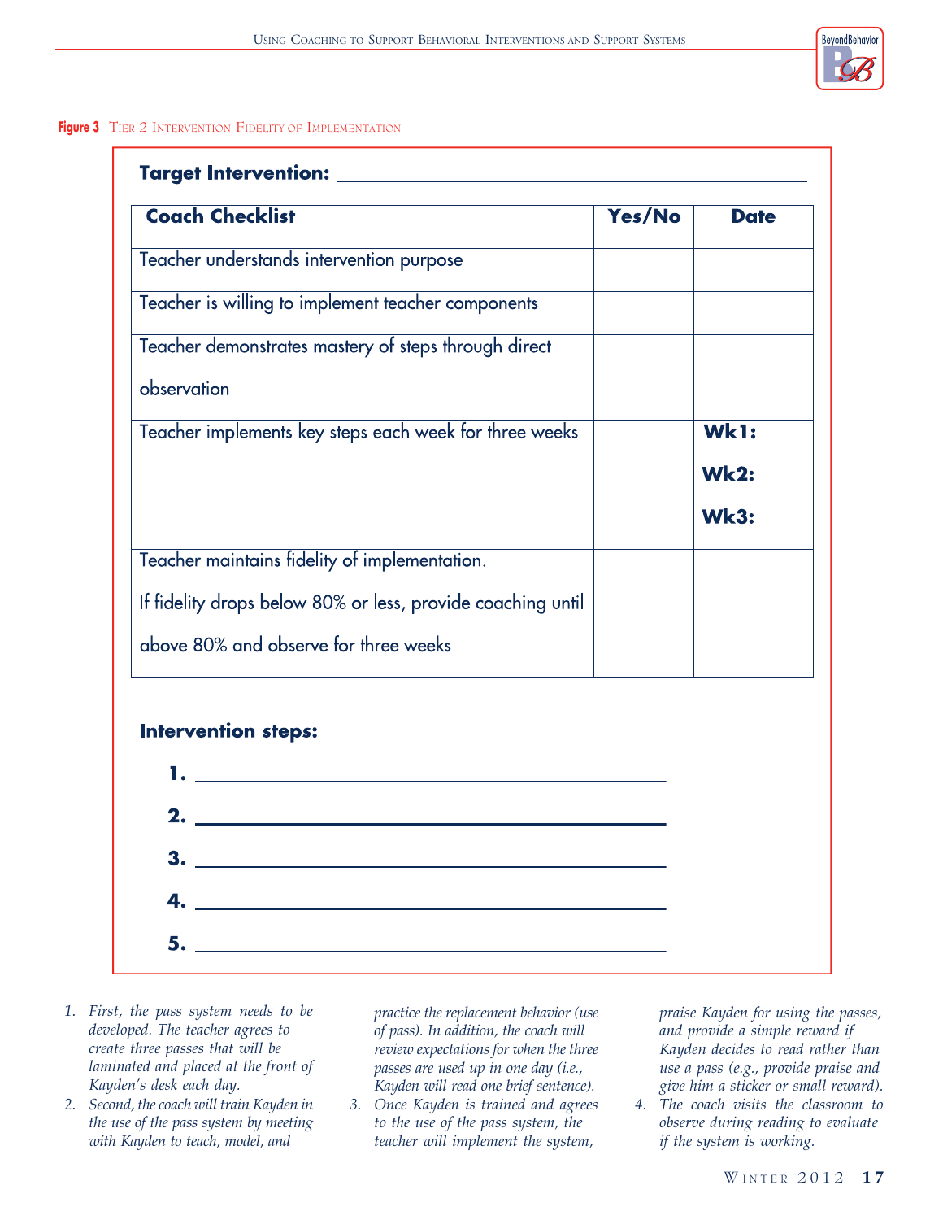**Figure 3** Tier 2 Intervention Fidelity of Implementation

**Target Intervention:** ______________________________

| **Coach Checklist** | **Yes/No** | **Date** |
|---|---|---|
| Teacher understands intervention purpose | | |
| Teacher is willing to implement teacher components | | |
| Teacher demonstrates mastery of steps through direct observation | | |
| Teacher implements key steps each week for three weeks | | **Wk1:** <br> **Wk2:** <br> **Wk3:** |
| Teacher maintains fidelity of implementation. If fidelity drops below 80% or less, provide coaching until above 80% and observe for three weeks | | |

**Intervention steps:**

1. ______________________________
2. ______________________________
3. ______________________________
4. ______________________________
5. ______________________________

1. *First, the pass system needs to be developed. The teacher agrees to create three passes that will be laminated and placed at the front of Kayden's desk each day.*
2. *Second, the coach will train Kayden in the use of the pass system by meeting with Kayden to teach, model, and practice the replacement behavior (use of pass). In addition, the coach will review expectations for when the three passes are used up in one day (i.e., Kayden will read one brief sentence).*
3. *Once Kayden is trained and agrees to the use of the pass system, the teacher will implement the system, praise Kayden for using the passes, and provide a simple reward if Kayden decides to read rather than use a pass (e.g., provide praise and give him a sticker or small reward).*
4. *The coach visits the classroom to observe during reading to evaluate if the system is working.*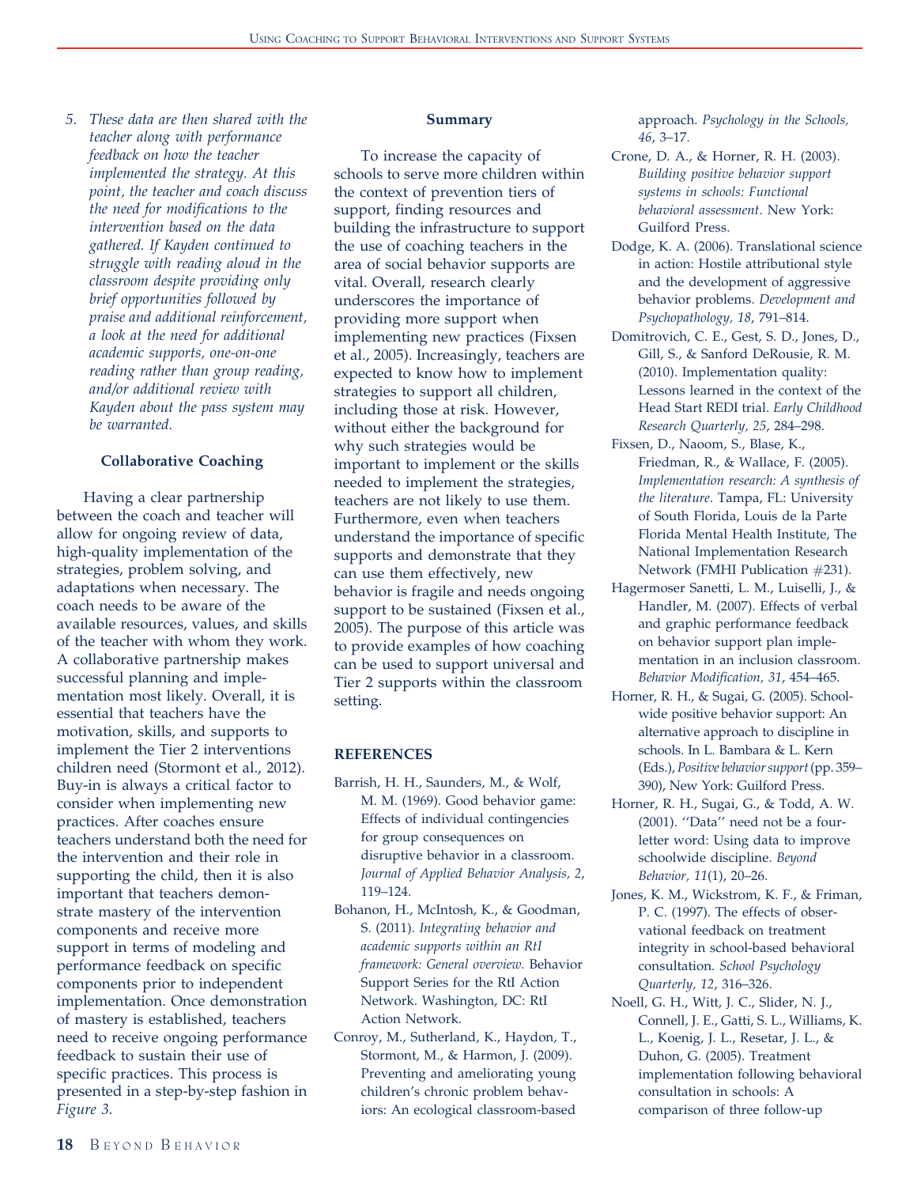*5. These data are then shared with the teacher along with performance feedback on how the teacher implemented the strategy. At this point, the teacher and coach discuss the need for modifications to the intervention based on the data gathered. If Kayden continued to struggle with reading aloud in the classroom despite providing only brief opportunities followed by praise and additional reinforcement, a look at the need for additional academic supports, one-on-one reading rather than group reading, and/or additional review with Kayden about the pass system may be warranted.*

### Collaborative Coaching

Having a clear partnership between the coach and teacher will allow for ongoing review of data, high-quality implementation of the strategies, problem solving, and adaptations when necessary. The coach needs to be aware of the available resources, values, and skills of the teacher with whom they work. A collaborative partnership makes successful planning and implementation most likely. Overall, it is essential that teachers have the motivation, skills, and supports to implement the Tier 2 interventions children need (Stormont et al., 2012). Buy-in is always a critical factor to consider when implementing new practices. After coaches ensure teachers understand both the need for the intervention and their role in supporting the child, then it is also important that teachers demonstrate mastery of the intervention components and receive more support in terms of modeling and performance feedback on specific components prior to independent implementation. Once demonstration of mastery is established, teachers need to receive ongoing performance feedback to sustain their use of specific practices. This process is presented in a step-by-step fashion in *Figure 3*.

### Summary

To increase the capacity of schools to serve more children within the context of prevention tiers of support, finding resources and building the infrastructure to support the use of coaching teachers in the area of social behavior supports are vital. Overall, research clearly underscores the importance of providing more support when implementing new practices (Fixsen et al., 2005). Increasingly, teachers are expected to know how to implement strategies to support all children, including those at risk. However, without either the background for why such strategies would be important to implement or the skills needed to implement the strategies, teachers are not likely to use them. Furthermore, even when teachers understand the importance of specific supports and demonstrate that they can use them effectively, new behavior is fragile and needs ongoing support to be sustained (Fixsen et al., 2005). The purpose of this article was to provide examples of how coaching can be used to support universal and Tier 2 supports within the classroom setting.

## REFERENCES

Barrish, H. H., Saunders, M., & Wolf, M. M. (1969). Good behavior game: Effects of individual contingencies for group consequences on disruptive behavior in a classroom. *Journal of Applied Behavior Analysis, 2*, 119–124.

Bohanon, H., McIntosh, K., & Goodman, S. (2011). *Integrating behavior and academic supports within an RtI framework: General overview.* Behavior Support Series for the RtI Action Network. Washington, DC: RtI Action Network.

Conroy, M., Sutherland, K., Haydon, T., Stormont, M., & Harmon, J. (2009). Preventing and ameliorating young children's chronic problem behaviors: An ecological classroom-based approach. *Psychology in the Schools, 46*, 3–17.

Crone, D. A., & Horner, R. H. (2003). *Building positive behavior support systems in schools: Functional behavioral assessment*. New York: Guilford Press.

Dodge, K. A. (2006). Translational science in action: Hostile attributional style and the development of aggressive behavior problems. *Development and Psychopathology, 18*, 791–814.

Domitrovich, C. E., Gest, S. D., Jones, D., Gill, S., & Sanford DeRousie, R. M. (2010). Implementation quality: Lessons learned in the context of the Head Start REDI trial. *Early Childhood Research Quarterly, 25*, 284–298.

Fixsen, D., Naoom, S., Blase, K., Friedman, R., & Wallace, F. (2005). *Implementation research: A synthesis of the literature*. Tampa, FL: University of South Florida, Louis de la Parte Florida Mental Health Institute, The National Implementation Research Network (FMHI Publication #231).

Hagermoser Sanetti, L. M., Luiselli, J., & Handler, M. (2007). Effects of verbal and graphic performance feedback on behavior support plan implementation in an inclusion classroom. *Behavior Modification, 31*, 454–465.

Horner, R. H., & Sugai, G. (2005). School-wide positive behavior support: An alternative approach to discipline in schools. In L. Bambara & L. Kern (Eds.), *Positive behavior support* (pp. 359–390), New York: Guilford Press.

Horner, R. H., Sugai, G., & Todd, A. W. (2001). ''Data'' need not be a four-letter word: Using data to improve schoolwide discipline. *Beyond Behavior, 11*(1), 20–26.

Jones, K. M., Wickstrom, K. F., & Friman, P. C. (1997). The effects of observational feedback on treatment integrity in school-based behavioral consultation. *School Psychology Quarterly, 12*, 316–326.

Noell, G. H., Witt, J. C., Slider, N. J., Connell, J. E., Gatti, S. L., Williams, K. L., Koenig, J. L., Resetar, J. L., & Duhon, G. (2005). Treatment implementation following behavioral consultation in schools: A comparison of three follow-up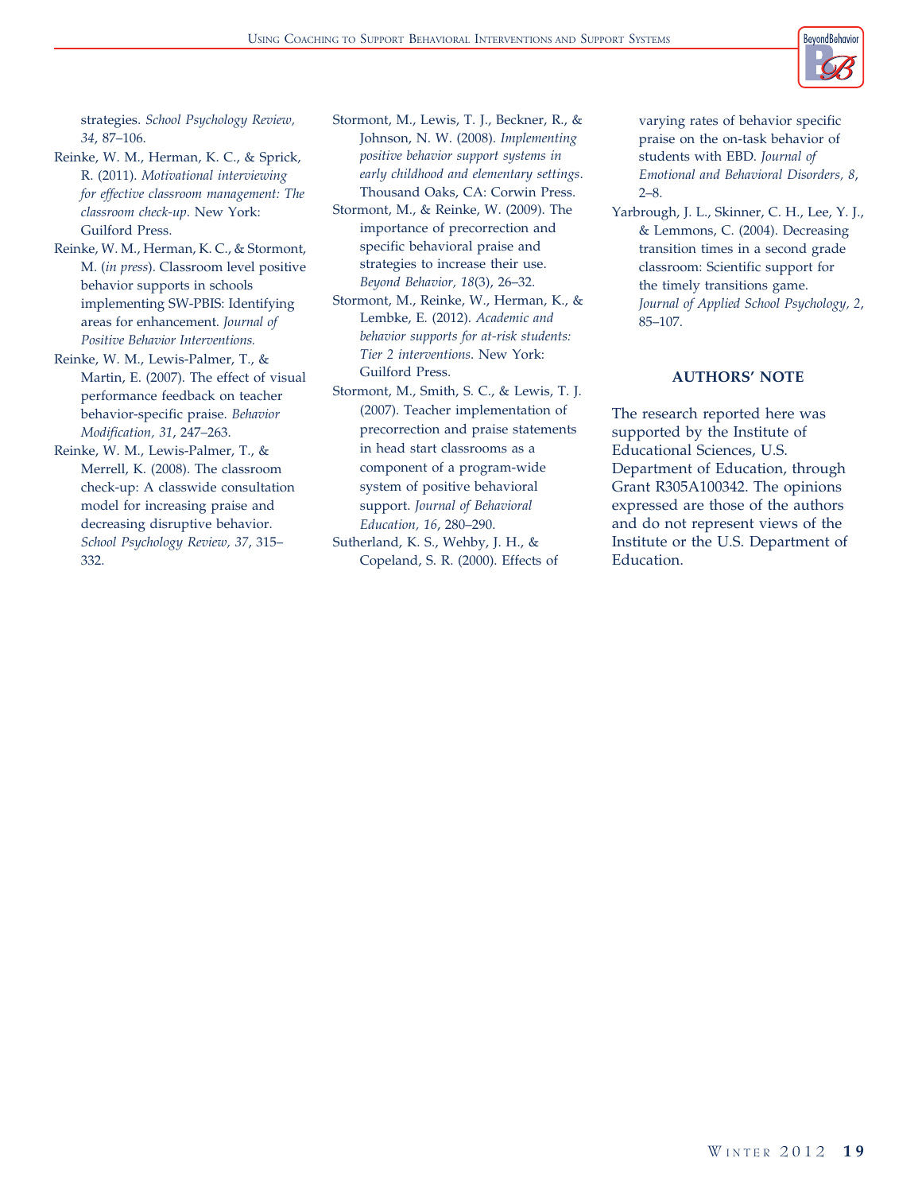strategies. *School Psychology Review, 34*, 87–106.

Reinke, W. M., Herman, K. C., & Sprick, R. (2011). *Motivational interviewing for effective classroom management: The classroom check-up*. New York: Guilford Press.

Reinke, W. M., Herman, K. C., & Stormont, M. (*in press*). Classroom level positive behavior supports in schools implementing SW-PBIS: Identifying areas for enhancement. *Journal of Positive Behavior Interventions.*

Reinke, W. M., Lewis-Palmer, T., & Martin, E. (2007). The effect of visual performance feedback on teacher behavior-specific praise. *Behavior Modification, 31*, 247–263.

Reinke, W. M., Lewis-Palmer, T., & Merrell, K. (2008). The classroom check-up: A classwide consultation model for increasing praise and decreasing disruptive behavior. *School Psychology Review, 37*, 315–332.

Stormont, M., Lewis, T. J., Beckner, R., & Johnson, N. W. (2008). *Implementing positive behavior support systems in early childhood and elementary settings*. Thousand Oaks, CA: Corwin Press.

Stormont, M., & Reinke, W. (2009). The importance of precorrection and specific behavioral praise and strategies to increase their use. *Beyond Behavior, 18*(3), 26–32.

Stormont, M., Reinke, W., Herman, K., & Lembke, E. (2012). *Academic and behavior supports for at-risk students: Tier 2 interventions*. New York: Guilford Press.

Stormont, M., Smith, S. C., & Lewis, T. J. (2007). Teacher implementation of precorrection and praise statements in head start classrooms as a component of a program-wide system of positive behavioral support. *Journal of Behavioral Education, 16*, 280–290.

Sutherland, K. S., Wehby, J. H., & Copeland, S. R. (2000). Effects of varying rates of behavior specific praise on the on-task behavior of students with EBD. *Journal of Emotional and Behavioral Disorders, 8*, 2–8.

Yarbrough, J. L., Skinner, C. H., Lee, Y. J., & Lemmons, C. (2004). Decreasing transition times in a second grade classroom: Scientific support for the timely transitions game. *Journal of Applied School Psychology, 2*, 85–107.

## AUTHORS' NOTE

The research reported here was supported by the Institute of Educational Sciences, U.S. Department of Education, through Grant R305A100342. The opinions expressed are those of the authors and do not represent views of the Institute or the U.S. Department of Education.